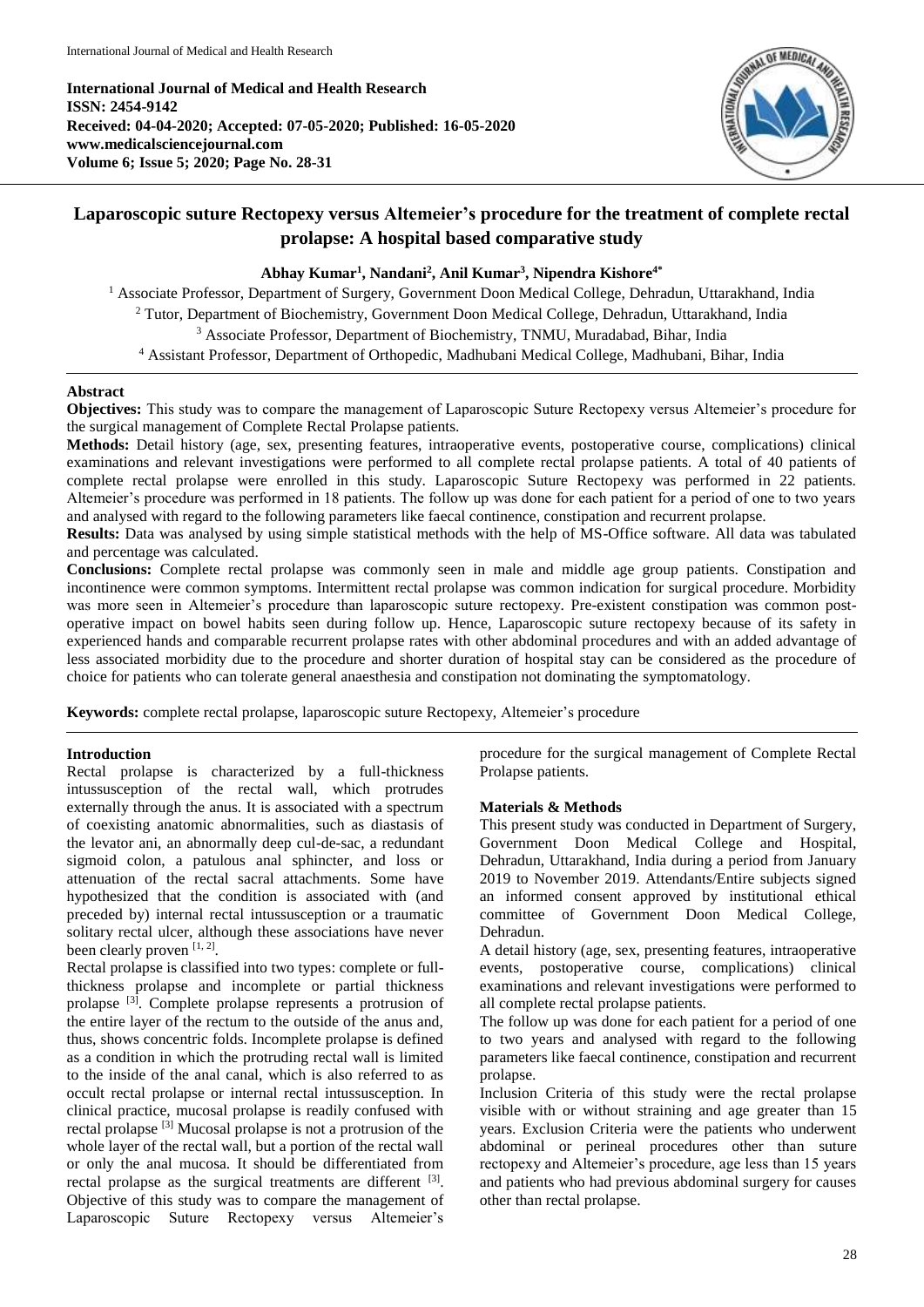International Journal of Medical and Health Research
ISSN: 2454-9142
Received: 04-04-2020; Accepted: 07-05-2020; Published: 16-05-2020
www.medicalsciencejournal.com
Volume 6; Issue 5; 2020; Page No. 28-31

# Laparoscopic suture Rectopexy versus Altemeier's procedure for the treatment of complete rectal prolapse: A hospital based comparative study

**Abhay Kumar[1], Nandani[2], Anil Kumar[3], Nipendra Kishore[4*]**

[1] Associate Professor, Department of Surgery, Government Doon Medical College, Dehradun, Uttarakhand, India
[2] Tutor, Department of Biochemistry, Government Doon Medical College, Dehradun, Uttarakhand, India
[3] Associate Professor, Department of Biochemistry, TNMU, Muradabad, Bihar, India
[4] Assistant Professor, Department of Orthopedic, Madhubani Medical College, Madhubani, Bihar, India

## Abstract

**Objectives:** This study was to compare the management of Laparoscopic Suture Rectopexy versus Altemeier's procedure for the surgical management of Complete Rectal Prolapse patients.

**Methods:** Detail history (age, sex, presenting features, intraoperative events, postoperative course, complications) clinical examinations and relevant investigations were performed to all complete rectal prolapse patients. A total of 40 patients of complete rectal prolapse were enrolled in this study. Laparoscopic Suture Rectopexy was performed in 22 patients. Altemeier's procedure was performed in 18 patients. The follow up was done for each patient for a period of one to two years and analysed with regard to the following parameters like faecal continence, constipation and recurrent prolapse.

**Results:** Data was analysed by using simple statistical methods with the help of MS-Office software. All data was tabulated and percentage was calculated.

**Conclusions:** Complete rectal prolapse was commonly seen in male and middle age group patients. Constipation and incontinence were common symptoms. Intermittent rectal prolapse was common indication for surgical procedure. Morbidity was more seen in Altemeier's procedure than laparoscopic suture rectopexy. Pre-existent constipation was common post-operative impact on bowel habits seen during follow up. Hence, Laparoscopic suture rectopexy because of its safety in experienced hands and comparable recurrent prolapse rates with other abdominal procedures and with an added advantage of less associated morbidity due to the procedure and shorter duration of hospital stay can be considered as the procedure of choice for patients who can tolerate general anaesthesia and constipation not dominating the symptomatology.

**Keywords:** complete rectal prolapse, laparoscopic suture Rectopexy, Altemeier's procedure

## Introduction

Rectal prolapse is characterized by a full-thickness intussusception of the rectal wall, which protrudes externally through the anus. It is associated with a spectrum of coexisting anatomic abnormalities, such as diastasis of the levator ani, an abnormally deep cul-de-sac, a redundant sigmoid colon, a patulous anal sphincter, and loss or attenuation of the rectal sacral attachments. Some have hypothesized that the condition is associated with (and preceded by) internal rectal intussusception or a traumatic solitary rectal ulcer, although these associations have never been clearly proven [1, 2].

Rectal prolapse is classified into two types: complete or full-thickness prolapse and incomplete or partial thickness prolapse [3]. Complete prolapse represents a protrusion of the entire layer of the rectum to the outside of the anus and, thus, shows concentric folds. Incomplete prolapse is defined as a condition in which the protruding rectal wall is limited to the inside of the anal canal, which is also referred to as occult rectal prolapse or internal rectal intussusception. In clinical practice, mucosal prolapse is readily confused with rectal prolapse [3] Mucosal prolapse is not a protrusion of the whole layer of the rectal wall, but a portion of the rectal wall or only the anal mucosa. It should be differentiated from rectal prolapse as the surgical treatments are different [3]. Objective of this study was to compare the management of Laparoscopic Suture Rectopexy versus Altemeier's procedure for the surgical management of Complete Rectal Prolapse patients.

## Materials & Methods

This present study was conducted in Department of Surgery, Government Doon Medical College and Hospital, Dehradun, Uttarakhand, India during a period from January 2019 to November 2019. Attendants/Entire subjects signed an informed consent approved by institutional ethical committee of Government Doon Medical College, Dehradun.

A detail history (age, sex, presenting features, intraoperative events, postoperative course, complications) clinical examinations and relevant investigations were performed to all complete rectal prolapse patients.

The follow up was done for each patient for a period of one to two years and analysed with regard to the following parameters like faecal continence, constipation and recurrent prolapse.

Inclusion Criteria of this study were the rectal prolapse visible with or without straining and age greater than 15 years. Exclusion Criteria were the patients who underwent abdominal or perineal procedures other than suture rectopexy and Altemeier's procedure, age less than 15 years and patients who had previous abdominal surgery for causes other than rectal prolapse.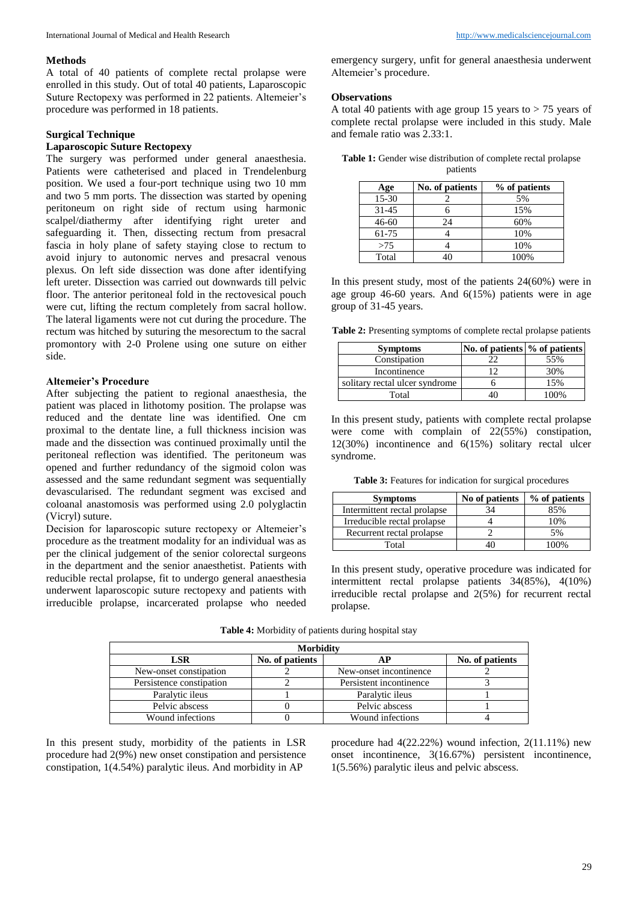### Methods

A total of 40 patients of complete rectal prolapse were enrolled in this study. Out of total 40 patients, Laparoscopic Suture Rectopexy was performed in 22 patients. Altemeier's procedure was performed in 18 patients.

### Surgical Technique

#### Laparoscopic Suture Rectopexy

The surgery was performed under general anaesthesia. Patients were catheterised and placed in Trendelenburg position. We used a four-port technique using two 10 mm and two 5 mm ports. The dissection was started by opening peritoneum on right side of rectum using harmonic scalpel/diathermy after identifying right ureter and safeguarding it. Then, dissecting rectum from presacral fascia in holy plane of safety staying close to rectum to avoid injury to autonomic nerves and presacral venous plexus. On left side dissection was done after identifying left ureter. Dissection was carried out downwards till pelvic floor. The anterior peritoneal fold in the rectovesical pouch were cut, lifting the rectum completely from sacral hollow. The lateral ligaments were not cut during the procedure. The rectum was hitched by suturing the mesorectum to the sacral promontory with 2-0 Prolene using one suture on either side.

#### Altemeier's Procedure

After subjecting the patient to regional anaesthesia, the patient was placed in lithotomy position. The prolapse was reduced and the dentate line was identified. One cm proximal to the dentate line, a full thickness incision was made and the dissection was continued proximally until the peritoneal reflection was identified. The peritoneum was opened and further redundancy of the sigmoid colon was assessed and the same redundant segment was sequentially devascularised. The redundant segment was excised and coloanal anastomosis was performed using 2.0 polyglactin (Vicryl) suture.

Decision for laparoscopic suture rectopexy or Altemeier's procedure as the treatment modality for an individual was as per the clinical judgement of the senior colorectal surgeons in the department and the senior anaesthetist. Patients with reducible rectal prolapse, fit to undergo general anaesthesia underwent laparoscopic suture rectopexy and patients with irreducible prolapse, incarcerated prolapse who needed emergency surgery, unfit for general anaesthesia underwent Altemeier's procedure.

### Observations

A total 40 patients with age group 15 years to > 75 years of complete rectal prolapse were included in this study. Male and female ratio was 2.33:1.

**Table 1:** Gender wise distribution of complete rectal prolapse patients

| Age | No. of patients | % of patients |
|---|---|---|
| 15-30 | 2 | 5% |
| 31-45 | 6 | 15% |
| 46-60 | 24 | 60% |
| 61-75 | 4 | 10% |
| >75 | 4 | 10% |
| Total | 40 | 100% |

In this present study, most of the patients 24(60%) were in age group 46-60 years. And 6(15%) patients were in age group of 31-45 years.

**Table 2:** Presenting symptoms of complete rectal prolapse patients

| Symptoms | No. of patients | % of patients |
|---|---|---|
| Constipation | 22 | 55% |
| Incontinence | 12 | 30% |
| solitary rectal ulcer syndrome | 6 | 15% |
| Total | 40 | 100% |

In this present study, patients with complete rectal prolapse were come with complain of 22(55%) constipation, 12(30%) incontinence and 6(15%) solitary rectal ulcer syndrome.

**Table 3:** Features for indication for surgical procedures

| Symptoms | No of patients | % of patients |
|---|---|---|
| Intermittent rectal prolapse | 34 | 85% |
| Irreducible rectal prolapse | 4 | 10% |
| Recurrent rectal prolapse | 2 | 5% |
| Total | 40 | 100% |

In this present study, operative procedure was indicated for intermittent rectal prolapse patients 34(85%), 4(10%) irreducible rectal prolapse and 2(5%) for recurrent rectal prolapse.

**Table 4:** Morbidity of patients during hospital stay

| Morbidity | | | |
|---|---|---|---|
| **LSR** | **No. of patients** | **AP** | **No. of patients** |
| New-onset constipation | 2 | New-onset incontinence | 2 |
| Persistence constipation | 2 | Persistent incontinence | 3 |
| Paralytic ileus | 1 | Paralytic ileus | 1 |
| Pelvic abscess | 0 | Pelvic abscess | 1 |
| Wound infections | 0 | Wound infections | 4 |

In this present study, morbidity of the patients in LSR procedure had 2(9%) new onset constipation and persistence constipation, 1(4.54%) paralytic ileus. And morbidity in AP procedure had 4(22.22%) wound infection, 2(11.11%) new onset incontinence, 3(16.67%) persistent incontinence, 1(5.56%) paralytic ileus and pelvic abscess.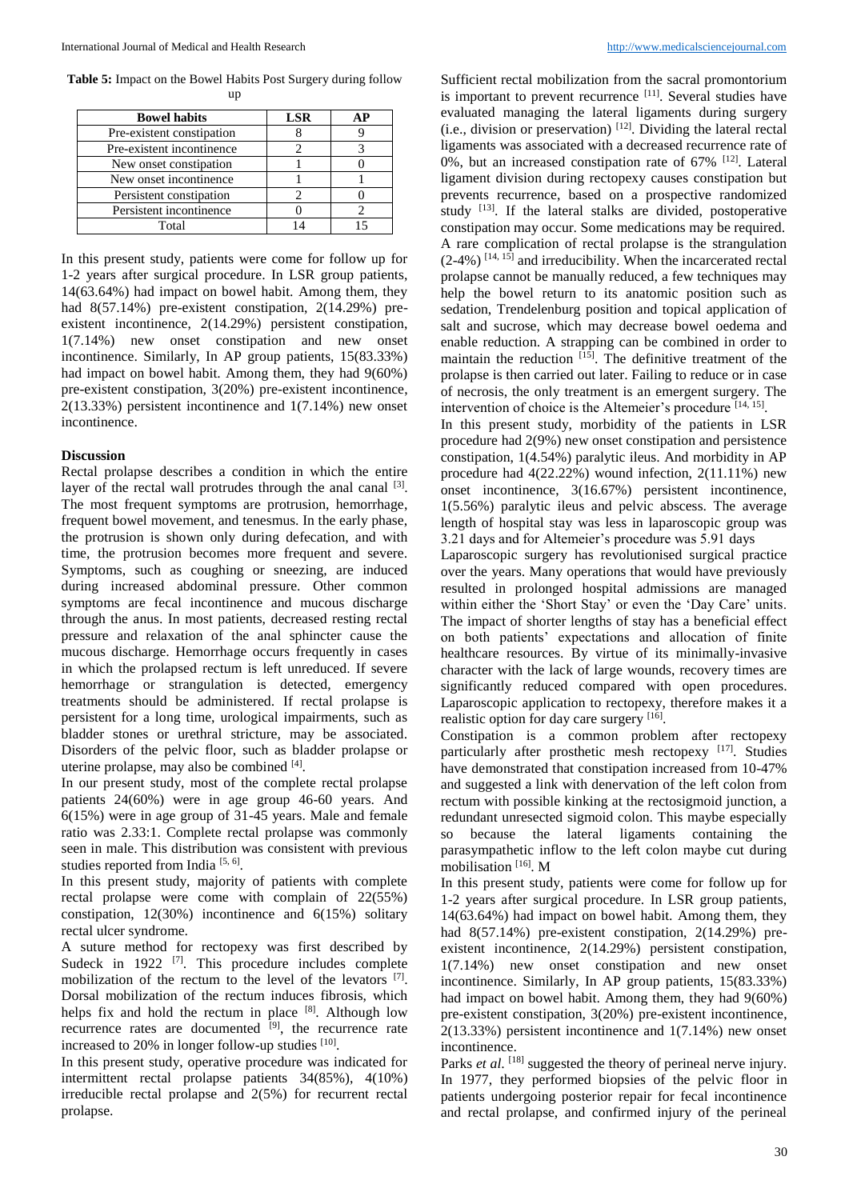**Table 5:** Impact on the Bowel Habits Post Surgery during follow up

| Bowel habits | LSR | AP |
|---|---|---|
| Pre-existent constipation | 8 | 9 |
| Pre-existent incontinence | 2 | 3 |
| New onset constipation | 1 | 0 |
| New onset incontinence | 1 | 1 |
| Persistent constipation | 2 | 0 |
| Persistent incontinence | 0 | 2 |
| Total | 14 | 15 |

In this present study, patients were come for follow up for 1-2 years after surgical procedure. In LSR group patients, 14(63.64%) had impact on bowel habit. Among them, they had 8(57.14%) pre-existent constipation, 2(14.29%) pre-existent incontinence, 2(14.29%) persistent constipation, 1(7.14%) new onset constipation and new onset incontinence. Similarly, In AP group patients, 15(83.33%) had impact on bowel habit. Among them, they had 9(60%) pre-existent constipation, 3(20%) pre-existent incontinence, 2(13.33%) persistent incontinence and 1(7.14%) new onset incontinence.

## Discussion

Rectal prolapse describes a condition in which the entire layer of the rectal wall protrudes through the anal canal [3]. The most frequent symptoms are protrusion, hemorrhage, frequent bowel movement, and tenesmus. In the early phase, the protrusion is shown only during defecation, and with time, the protrusion becomes more frequent and severe. Symptoms, such as coughing or sneezing, are induced during increased abdominal pressure. Other common symptoms are fecal incontinence and mucous discharge through the anus. In most patients, decreased resting rectal pressure and relaxation of the anal sphincter cause the mucous discharge. Hemorrhage occurs frequently in cases in which the prolapsed rectum is left unreduced. If severe hemorrhage or strangulation is detected, emergency treatments should be administered. If rectal prolapse is persistent for a long time, urological impairments, such as bladder stones or urethral stricture, may be associated. Disorders of the pelvic floor, such as bladder prolapse or uterine prolapse, may also be combined [4].

In our present study, most of the complete rectal prolapse patients 24(60%) were in age group 46-60 years. And 6(15%) were in age group of 31-45 years. Male and female ratio was 2.33:1. Complete rectal prolapse was commonly seen in male. This distribution was consistent with previous studies reported from India [5, 6].

In this present study, majority of patients with complete rectal prolapse were come with complain of 22(55%) constipation, 12(30%) incontinence and 6(15%) solitary rectal ulcer syndrome.

A suture method for rectopexy was first described by Sudeck in 1922 [7]. This procedure includes complete mobilization of the rectum to the level of the levators [7]. Dorsal mobilization of the rectum induces fibrosis, which helps fix and hold the rectum in place [8]. Although low recurrence rates are documented [9], the recurrence rate increased to 20% in longer follow-up studies [10].

In this present study, operative procedure was indicated for intermittent rectal prolapse patients 34(85%), 4(10%) irreducible rectal prolapse and 2(5%) for recurrent rectal prolapse.

Sufficient rectal mobilization from the sacral promontorium is important to prevent recurrence [11]. Several studies have evaluated managing the lateral ligaments during surgery (i.e., division or preservation) [12]. Dividing the lateral rectal ligaments was associated with a decreased recurrence rate of 0%, but an increased constipation rate of 67% [12]. Lateral ligament division during rectopexy causes constipation but prevents recurrence, based on a prospective randomized study [13]. If the lateral stalks are divided, postoperative constipation may occur. Some medications may be required. A rare complication of rectal prolapse is the strangulation (2-4%) [14, 15] and irreducibility. When the incarcerated rectal prolapse cannot be manually reduced, a few techniques may help the bowel return to its anatomic position such as sedation, Trendelenburg position and topical application of salt and sucrose, which may decrease bowel oedema and enable reduction. A strapping can be combined in order to maintain the reduction [15]. The definitive treatment of the prolapse is then carried out later. Failing to reduce or in case of necrosis, the only treatment is an emergent surgery. The intervention of choice is the Altemeier's procedure [14, 15].

In this present study, morbidity of the patients in LSR procedure had 2(9%) new onset constipation and persistence constipation, 1(4.54%) paralytic ileus. And morbidity in AP procedure had 4(22.22%) wound infection, 2(11.11%) new onset incontinence, 3(16.67%) persistent incontinence, 1(5.56%) paralytic ileus and pelvic abscess. The average length of hospital stay was less in laparoscopic group was 3.21 days and for Altemeier's procedure was 5.91 days

Laparoscopic surgery has revolutionised surgical practice over the years. Many operations that would have previously resulted in prolonged hospital admissions are managed within either the 'Short Stay' or even the 'Day Care' units. The impact of shorter lengths of stay has a beneficial effect on both patients' expectations and allocation of finite healthcare resources. By virtue of its minimally-invasive character with the lack of large wounds, recovery times are significantly reduced compared with open procedures. Laparoscopic application to rectopexy, therefore makes it a realistic option for day care surgery [16].

Constipation is a common problem after rectopexy particularly after prosthetic mesh rectopexy [17]. Studies have demonstrated that constipation increased from 10-47% and suggested a link with denervation of the left colon from rectum with possible kinking at the rectosigmoid junction, a redundant unresected sigmoid colon. This maybe especially so because the lateral ligaments containing the parasympathetic inflow to the left colon maybe cut during mobilisation [16]. M

In this present study, patients were come for follow up for 1-2 years after surgical procedure. In LSR group patients, 14(63.64%) had impact on bowel habit. Among them, they had 8(57.14%) pre-existent constipation, 2(14.29%) pre-existent incontinence, 2(14.29%) persistent constipation, 1(7.14%) new onset constipation and new onset incontinence. Similarly, In AP group patients, 15(83.33%) had impact on bowel habit. Among them, they had 9(60%) pre-existent constipation, 3(20%) pre-existent incontinence, 2(13.33%) persistent incontinence and 1(7.14%) new onset incontinence.

Parks *et al.* [18] suggested the theory of perineal nerve injury. In 1977, they performed biopsies of the pelvic floor in patients undergoing posterior repair for fecal incontinence and rectal prolapse, and confirmed injury of the perineal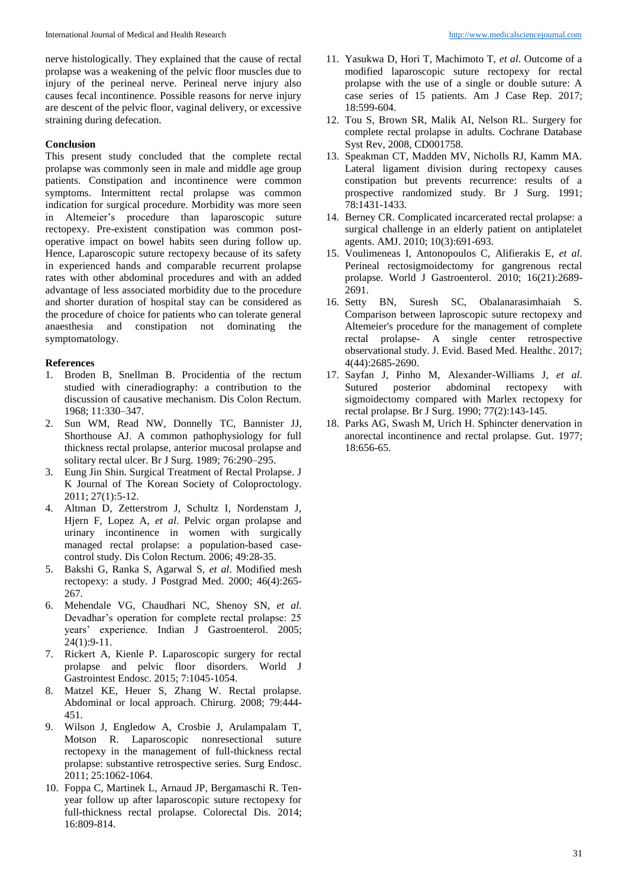nerve histologically. They explained that the cause of rectal prolapse was a weakening of the pelvic floor muscles due to injury of the perineal nerve. Perineal nerve injury also causes fecal incontinence. Possible reasons for nerve injury are descent of the pelvic floor, vaginal delivery, or excessive straining during defecation.

**Conclusion**

This present study concluded that the complete rectal prolapse was commonly seen in male and middle age group patients. Constipation and incontinence were common symptoms. Intermittent rectal prolapse was common indication for surgical procedure. Morbidity was more seen in Altemeier's procedure than laparoscopic suture rectopexy. Pre-existent constipation was common post-operative impact on bowel habits seen during follow up. Hence, Laparoscopic suture rectopexy because of its safety in experienced hands and comparable recurrent prolapse rates with other abdominal procedures and with an added advantage of less associated morbidity due to the procedure and shorter duration of hospital stay can be considered as the procedure of choice for patients who can tolerate general anaesthesia and constipation not dominating the symptomatology.

**References**

1. Broden B, Snellman B. Procidentia of the rectum studied with cineradiography: a contribution to the discussion of causative mechanism. Dis Colon Rectum. 1968; 11:330–347.
2. Sun WM, Read NW, Donnelly TC, Bannister JJ, Shorthouse AJ. A common pathophysiology for full thickness rectal prolapse, anterior mucosal prolapse and solitary rectal ulcer. Br J Surg. 1989; 76:290–295.
3. Eung Jin Shin. Surgical Treatment of Rectal Prolapse. J K Journal of The Korean Society of Coloproctology. 2011; 27(1):5-12.
4. Altman D, Zetterstrom J, Schultz I, Nordenstam J, Hjern F, Lopez A, *et al*. Pelvic organ prolapse and urinary incontinence in women with surgically managed rectal prolapse: a population-based case-control study. Dis Colon Rectum. 2006; 49:28-35.
5. Bakshi G, Ranka S, Agarwal S, *et al*. Modified mesh rectopexy: a study. J Postgrad Med. 2000; 46(4):265-267.
6. Mehendale VG, Chaudhari NC, Shenoy SN, *et al*. Devadhar's operation for complete rectal prolapse: 25 years' experience. Indian J Gastroenterol. 2005; 24(1):9-11.
7. Rickert A, Kienle P. Laparoscopic surgery for rectal prolapse and pelvic floor disorders. World J Gastrointest Endosc. 2015; 7:1045-1054.
8. Matzel KE, Heuer S, Zhang W. Rectal prolapse. Abdominal or local approach. Chirurg. 2008; 79:444-451.
9. Wilson J, Engledow A, Crosbie J, Arulampalam T, Motson R. Laparoscopic nonresectional suture rectopexy in the management of full-thickness rectal prolapse: substantive retrospective series. Surg Endosc. 2011; 25:1062-1064.
10. Foppa C, Martinek L, Arnaud JP, Bergamaschi R. Ten-year follow up after laparoscopic suture rectopexy for full-thickness rectal prolapse. Colorectal Dis. 2014; 16:809-814.
11. Yasukwa D, Hori T, Machimoto T, *et al*. Outcome of a modified laparoscopic suture rectopexy for rectal prolapse with the use of a single or double suture: A case series of 15 patients. Am J Case Rep. 2017; 18:599-604.
12. Tou S, Brown SR, Malik AI, Nelson RL. Surgery for complete rectal prolapse in adults. Cochrane Database Syst Rev, 2008, CD001758.
13. Speakman CT, Madden MV, Nicholls RJ, Kamm MA. Lateral ligament division during rectopexy causes constipation but prevents recurrence: results of a prospective randomized study. Br J Surg. 1991; 78:1431-1433.
14. Berney CR. Complicated incarcerated rectal prolapse: a surgical challenge in an elderly patient on antiplatelet agents. AMJ. 2010; 10(3):691-693.
15. Voulimeneas I, Antonopoulos C, Alifierakis E, *et al*. Perineal rectosigmoidectomy for gangrenous rectal prolapse. World J Gastroenterol. 2010; 16(21):2689-2691.
16. Setty BN, Suresh SC, Obalanarasimhaiah S. Comparison between laproscopic suture rectopexy and Altemeier's procedure for the management of complete rectal prolapse- A single center retrospective observational study. J. Evid. Based Med. Healthc. 2017; 4(44):2685-2690.
17. Sayfan J, Pinho M, Alexander-Williams J, *et al*. Sutured posterior abdominal rectopexy with sigmoidectomy compared with Marlex rectopexy for rectal prolapse. Br J Surg. 1990; 77(2):143-145.
18. Parks AG, Swash M, Urich H. Sphincter denervation in anorectal incontinence and rectal prolapse. Gut. 1977; 18:656-65.